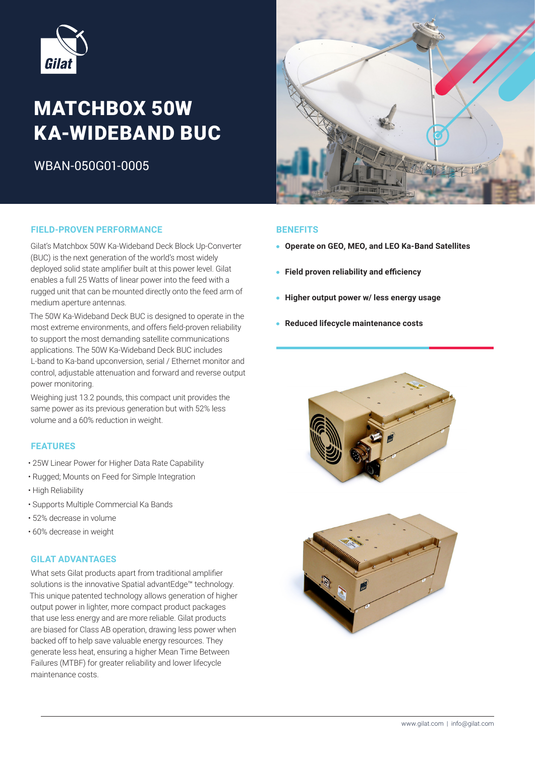# MATCHBOX 50W KA-WIDEBAND BUC

WBAN-050G01-0005

## FIELD-PROVEN PERFORMANCE

Gilat's Matchbox 50W Ka-Wideband Deck Block Up-Converter (BUC) is the next generation of the world's most widely deployed solid state amplifier built at this power level. Gilat enables a full 25 Watts of linear power into the feed with a rugged unit that can be mounted directly onto the feed arm of medium aperture antennas.

The 50W Ka-Wideband Deck BUC is designed to operate in the most extreme environments, and offers field-proven reliability to support the most demanding satellite communications applications. The 50W Ka-Wideband Deck BUC includes L-band to Ka-band upconversion, serial / Ethernet monitor and control, adjustable attenuation and forward and reverse output power monitoring.

Weighing just 13.2 pounds, this compact unit provides the same power as its previous generation but with 52% less volume and a 60% reduction in weight.

## FEATURES

- 25W Linear Power for Higher Data Rate Capability
- Rugged; Mounts on Feed for Simple Integration
- High Reliability
- Supports Multiple Commercial Ka Bands
- 52% decrease in volume
- 60% decrease in weight

## GILAT ADVANTAGES

What sets Gilat products apart from traditional amplifier solutions is the innovative Spatial advantEdge™ technology. This unique patented technology allows generation of higher output power in lighter, more compact product packages that use less energy and are more reliable. Gilat products are biased for Class AB operation, drawing less power when backed off to help save valuable energy resources. They generate less heat, ensuring a higher Mean Time Between Failures (MTBF) for greater reliability and lower lifecycle maintenance costs.

## BENEFITS

- **Operate on GEO, MEO, and LEO Ka-Band Satellites**
- **Field proven reliability and efficiency**
- **Higher output power w/ less energy usage**
- **Reduced lifecycle maintenance costs**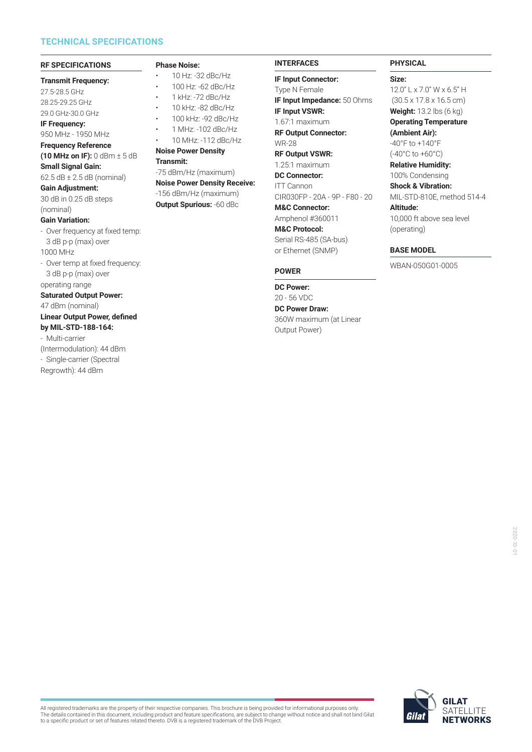## TECHNICAL SPECIFICATIONS

### RF SPECIFICATIONS

**Transmit Frequency:**
27.5-28.5 GHz
28.25-29.25 GHz
29.0 GHz-30.0 GHz

**IF Frequency:**
950 MHz - 1950 MHz

**Frequency Reference (10 MHz on IF):** 0 dBm ± 5 dB

**Small Signal Gain:**
62.5 dB ± 2.5 dB (nominal)

**Gain Adjustment:**
30 dB in 0.25 dB steps (nominal)

**Gain Variation:**
- Over frequency at fixed temp: 3 dB p-p (max) over 1000 MHz
- Over temp at fixed frequency: 3 dB p-p (max) over operating range

**Saturated Output Power:**
47 dBm (nominal)

**Linear Output Power, defined by MIL-STD-188-164:**
- Multi-carrier (Intermodulation): 44 dBm
- Single-carrier (Spectral Regrowth): 44 dBm

**Phase Noise:**
- 10 Hz: -32 dBc/Hz
- 100 Hz: -62 dBc/Hz
- 1 kHz: -72 dBc/Hz
- 10 kHz: -82 dBc/Hz
- 100 kHz: -92 dBc/Hz
- 1 MHz: -102 dBc/Hz
- 10 MHz: -112 dBc/Hz

**Noise Power Density Transmit:**
-75 dBm/Hz (maximum)

**Noise Power Density Receive:**
-156 dBm/Hz (maximum)

**Output Spurious:** -60 dBc

### INTERFACES

**IF Input Connector:**
Type N Female

**IF Input Impedance:** 50 Ohms

**IF Input VSWR:**
1.67:1 maximum

**RF Output Connector:**
WR-28

**RF Output VSWR:**
1.25:1 maximum

**DC Connector:**
ITT Cannon
CIR030FP - 20A - 9P - F80 - 20

**M&C Connector:**
Amphenol #360011

**M&C Protocol:**
Serial RS-485 (SA-bus) or Ethernet (SNMP)

### POWER

**DC Power:**
20 - 56 VDC

**DC Power Draw:**
360W maximum (at Linear Output Power)

### PHYSICAL

**Size:**
12.0" L x 7.0" W x 6.5" H
(30.5 x 17.8 x 16.5 cm)

**Weight:** 13.2 lbs (6 kg)

**Operating Temperature (Ambient Air):**
-40°F to +140°F
(-40°C to +60°C)

**Relative Humidity:**
100% Condensing

**Shock & Vibration:**
MIL-STD-810E, method 514-4

**Altitude:**
10,000 ft above sea level (operating)

### BASE MODEL

WBAN-050G01-0005

2020-10-01

All registered trademarks are the property of their respective companies. This brochure is being provided for informational purposes only. The details contained in this document, including product and feature specifications, are subject to change without notice and shall not bind Gilat to a specific product or set of features related thereto. DVB is a registered trademark of the DVB Project.

GILAT SATELLITE NETWORKS